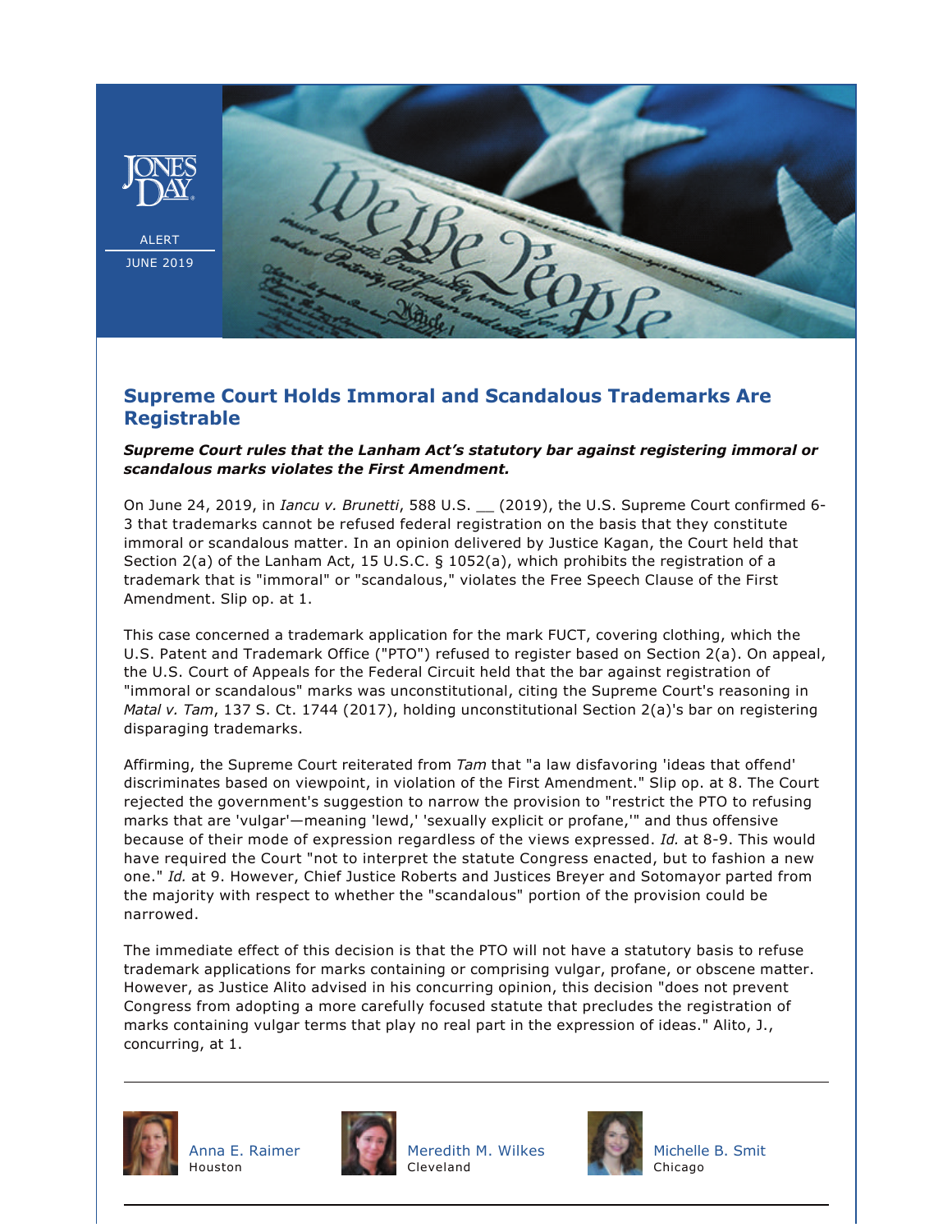ALERT

JUNE 2019

## Supreme Court Holds Immoral and Scandalous Trademarks Are Registrable

***Supreme Court rules that the Lanham Act's statutory bar against registering immoral or scandalous marks violates the First Amendment.***

On June 24, 2019, in *Iancu v. Brunetti*, 588 U.S. __ (2019), the U.S. Supreme Court confirmed 6-3 that trademarks cannot be refused federal registration on the basis that they constitute immoral or scandalous matter. In an opinion delivered by Justice Kagan, the Court held that Section 2(a) of the Lanham Act, 15 U.S.C. § 1052(a), which prohibits the registration of a trademark that is "immoral" or "scandalous," violates the Free Speech Clause of the First Amendment. Slip op. at 1.

This case concerned a trademark application for the mark FUCT, covering clothing, which the U.S. Patent and Trademark Office ("PTO") refused to register based on Section 2(a). On appeal, the U.S. Court of Appeals for the Federal Circuit held that the bar against registration of "immoral or scandalous" marks was unconstitutional, citing the Supreme Court's reasoning in *Matal v. Tam*, 137 S. Ct. 1744 (2017), holding unconstitutional Section 2(a)'s bar on registering disparaging trademarks.

Affirming, the Supreme Court reiterated from *Tam* that "a law disfavoring 'ideas that offend' discriminates based on viewpoint, in violation of the First Amendment." Slip op. at 8. The Court rejected the government's suggestion to narrow the provision to "restrict the PTO to refusing marks that are 'vulgar'—meaning 'lewd,' 'sexually explicit or profane,'" and thus offensive because of their mode of expression regardless of the views expressed. *Id.* at 8-9. This would have required the Court "not to interpret the statute Congress enacted, but to fashion a new one." *Id.* at 9. However, Chief Justice Roberts and Justices Breyer and Sotomayor parted from the majority with respect to whether the "scandalous" portion of the provision could be narrowed.

The immediate effect of this decision is that the PTO will not have a statutory basis to refuse trademark applications for marks containing or comprising vulgar, profane, or obscene matter. However, as Justice Alito advised in his concurring opinion, this decision "does not prevent Congress from adopting a more carefully focused statute that precludes the registration of marks containing vulgar terms that play no real part in the expression of ideas." Alito, J., concurring, at 1.

---

Anna E. Raimer
Houston

Meredith M. Wilkes
Cleveland

Michelle B. Smit
Chicago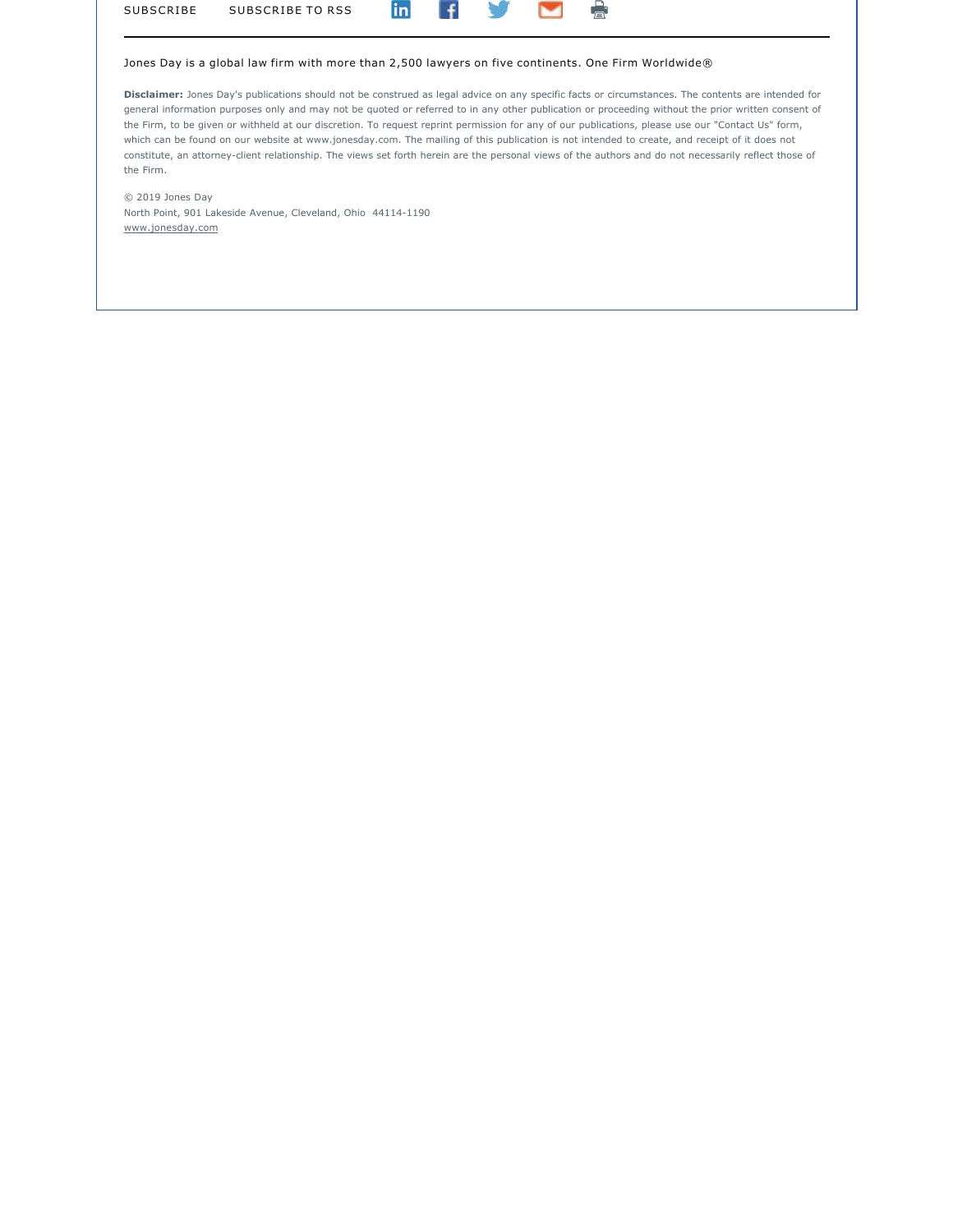SUBSCRIBE SUBSCRIBE TO RSS

---

Jones Day is a global law firm with more than 2,500 lawyers on five continents. One Firm Worldwide®

**Disclaimer:** Jones Day's publications should not be construed as legal advice on any specific facts or circumstances. The contents are intended for general information purposes only and may not be quoted or referred to in any other publication or proceeding without the prior written consent of the Firm, to be given or withheld at our discretion. To request reprint permission for any of our publications, please use our "Contact Us" form, which can be found on our website at www.jonesday.com. The mailing of this publication is not intended to create, and receipt of it does not constitute, an attorney-client relationship. The views set forth herein are the personal views of the authors and do not necessarily reflect those of the Firm.

© 2019 Jones Day
North Point, 901 Lakeside Avenue, Cleveland, Ohio 44114-1190
www.jonesday.com